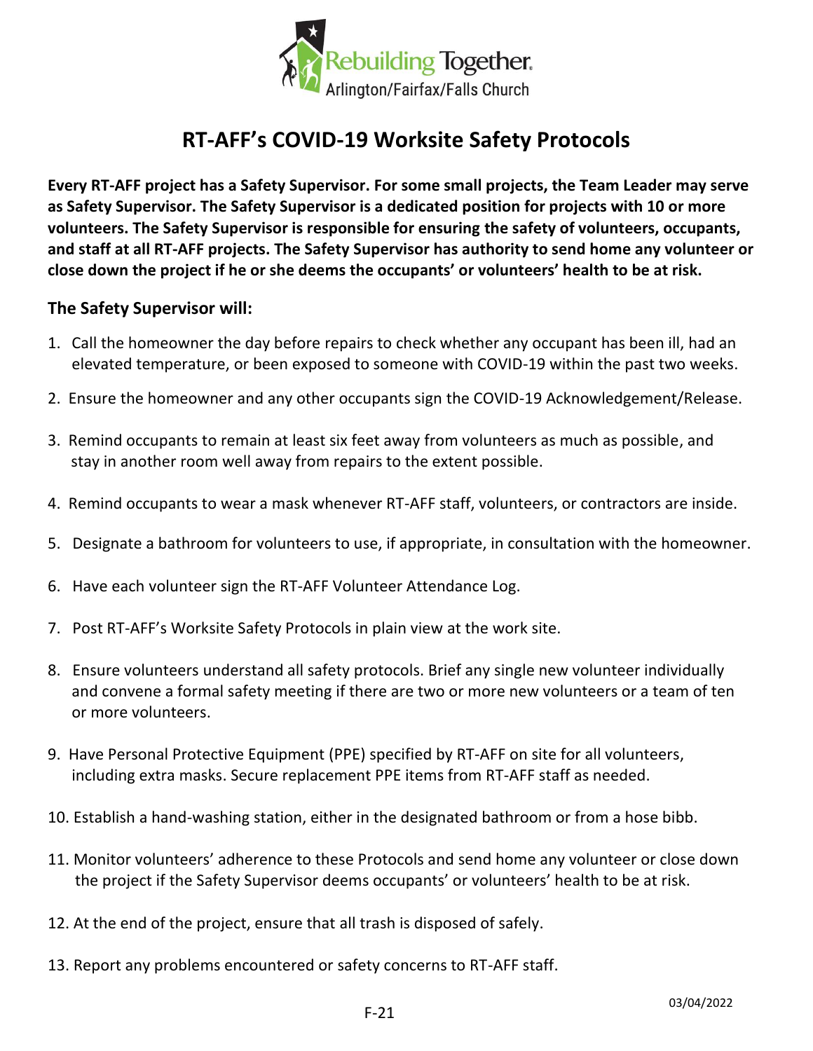Rebuilding Together
Arlington/Fairfax/Falls Church

# RT-AFF's COVID-19 Worksite Safety Protocols

**Every RT-AFF project has a Safety Supervisor. For some small projects, the Team Leader may serve as Safety Supervisor. The Safety Supervisor is a dedicated position for projects with 10 or more volunteers. The Safety Supervisor is responsible for ensuring the safety of volunteers, occupants, and staff at all RT-AFF projects. The Safety Supervisor has authority to send home any volunteer or close down the project if he or she deems the occupants' or volunteers' health to be at risk.**

### The Safety Supervisor will:

1. Call the homeowner the day before repairs to check whether any occupant has been ill, had an elevated temperature, or been exposed to someone with COVID-19 within the past two weeks.
2. Ensure the homeowner and any other occupants sign the COVID-19 Acknowledgement/Release.
3. Remind occupants to remain at least six feet away from volunteers as much as possible, and stay in another room well away from repairs to the extent possible.
4. Remind occupants to wear a mask whenever RT-AFF staff, volunteers, or contractors are inside.
5. Designate a bathroom for volunteers to use, if appropriate, in consultation with the homeowner.
6. Have each volunteer sign the RT-AFF Volunteer Attendance Log.
7. Post RT-AFF's Worksite Safety Protocols in plain view at the work site.
8. Ensure volunteers understand all safety protocols. Brief any single new volunteer individually and convene a formal safety meeting if there are two or more new volunteers or a team of ten or more volunteers.
9. Have Personal Protective Equipment (PPE) specified by RT-AFF on site for all volunteers, including extra masks. Secure replacement PPE items from RT-AFF staff as needed.
10. Establish a hand-washing station, either in the designated bathroom or from a hose bibb.
11. Monitor volunteers' adherence to these Protocols and send home any volunteer or close down the project if the Safety Supervisor deems occupants' or volunteers' health to be at risk.
12. At the end of the project, ensure that all trash is disposed of safely.
13. Report any problems encountered or safety concerns to RT-AFF staff.

F-21

03/04/2022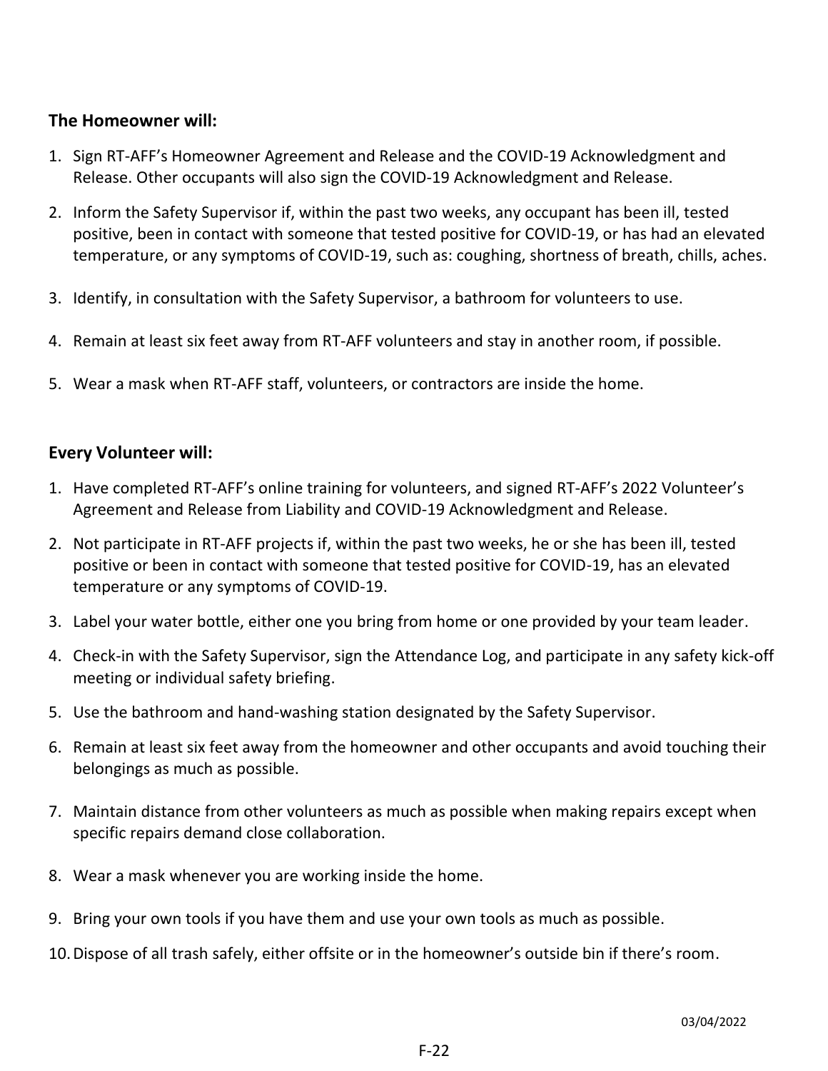**The Homeowner will:**

1. Sign RT-AFF's Homeowner Agreement and Release and the COVID-19 Acknowledgment and Release. Other occupants will also sign the COVID-19 Acknowledgment and Release.
2. Inform the Safety Supervisor if, within the past two weeks, any occupant has been ill, tested positive, been in contact with someone that tested positive for COVID-19, or has had an elevated temperature, or any symptoms of COVID-19, such as: coughing, shortness of breath, chills, aches.
3. Identify, in consultation with the Safety Supervisor, a bathroom for volunteers to use.
4. Remain at least six feet away from RT-AFF volunteers and stay in another room, if possible.
5. Wear a mask when RT-AFF staff, volunteers, or contractors are inside the home.

**Every Volunteer will:**

1. Have completed RT-AFF's online training for volunteers, and signed RT-AFF's 2022 Volunteer's Agreement and Release from Liability and COVID-19 Acknowledgment and Release.
2. Not participate in RT-AFF projects if, within the past two weeks, he or she has been ill, tested positive or been in contact with someone that tested positive for COVID-19, has an elevated temperature or any symptoms of COVID-19.
3. Label your water bottle, either one you bring from home or one provided by your team leader.
4. Check-in with the Safety Supervisor, sign the Attendance Log, and participate in any safety kick-off meeting or individual safety briefing.
5. Use the bathroom and hand-washing station designated by the Safety Supervisor.
6. Remain at least six feet away from the homeowner and other occupants and avoid touching their belongings as much as possible.
7. Maintain distance from other volunteers as much as possible when making repairs except when specific repairs demand close collaboration.
8. Wear a mask whenever you are working inside the home.
9. Bring your own tools if you have them and use your own tools as much as possible.
10. Dispose of all trash safely, either offsite or in the homeowner's outside bin if there's room.

03/04/2022